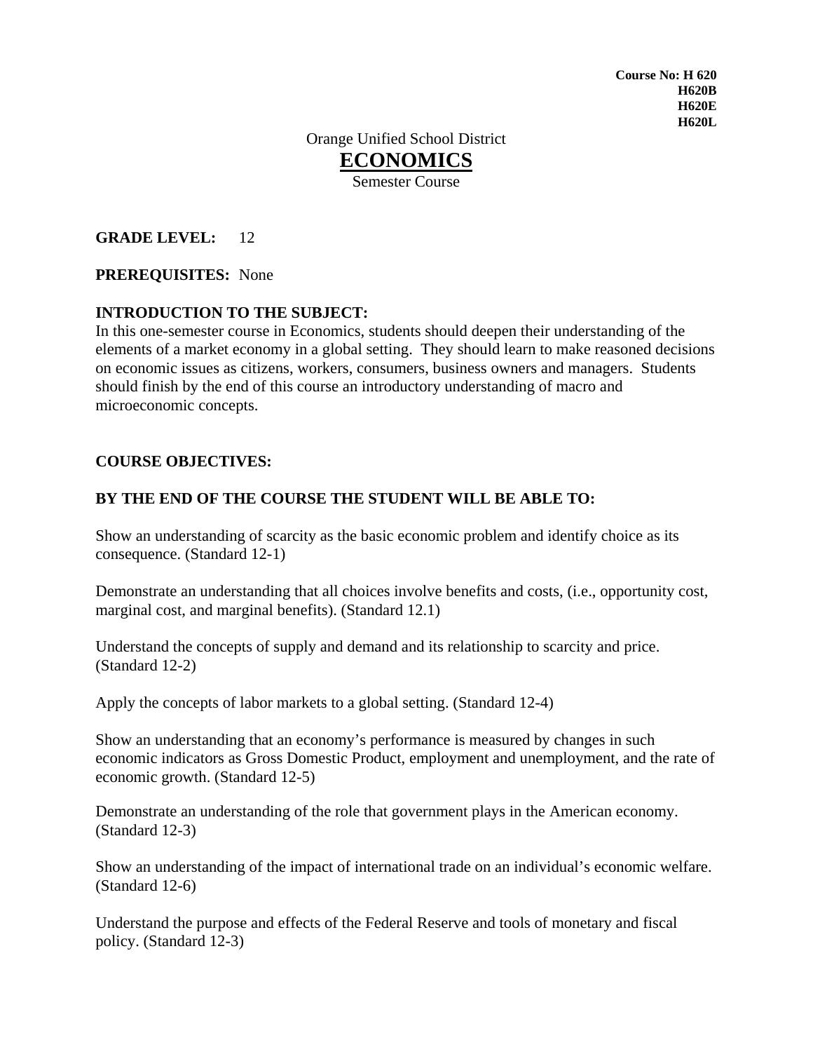**Course No: H 620**
**H620B**
**H620E**
**H620L**

Orange Unified School District

# ECONOMICS

Semester Course

**GRADE LEVEL:** 12

**PREREQUISITES:** None

**INTRODUCTION TO THE SUBJECT:**
In this one-semester course in Economics, students should deepen their understanding of the elements of a market economy in a global setting. They should learn to make reasoned decisions on economic issues as citizens, workers, consumers, business owners and managers. Students should finish by the end of this course an introductory understanding of macro and microeconomic concepts.

**COURSE OBJECTIVES:**

**BY THE END OF THE COURSE THE STUDENT WILL BE ABLE TO:**

Show an understanding of scarcity as the basic economic problem and identify choice as its consequence. (Standard 12-1)

Demonstrate an understanding that all choices involve benefits and costs, (i.e., opportunity cost, marginal cost, and marginal benefits). (Standard 12.1)

Understand the concepts of supply and demand and its relationship to scarcity and price. (Standard 12-2)

Apply the concepts of labor markets to a global setting. (Standard 12-4)

Show an understanding that an economy's performance is measured by changes in such economic indicators as Gross Domestic Product, employment and unemployment, and the rate of economic growth. (Standard 12-5)

Demonstrate an understanding of the role that government plays in the American economy. (Standard 12-3)

Show an understanding of the impact of international trade on an individual's economic welfare. (Standard 12-6)

Understand the purpose and effects of the Federal Reserve and tools of monetary and fiscal policy. (Standard 12-3)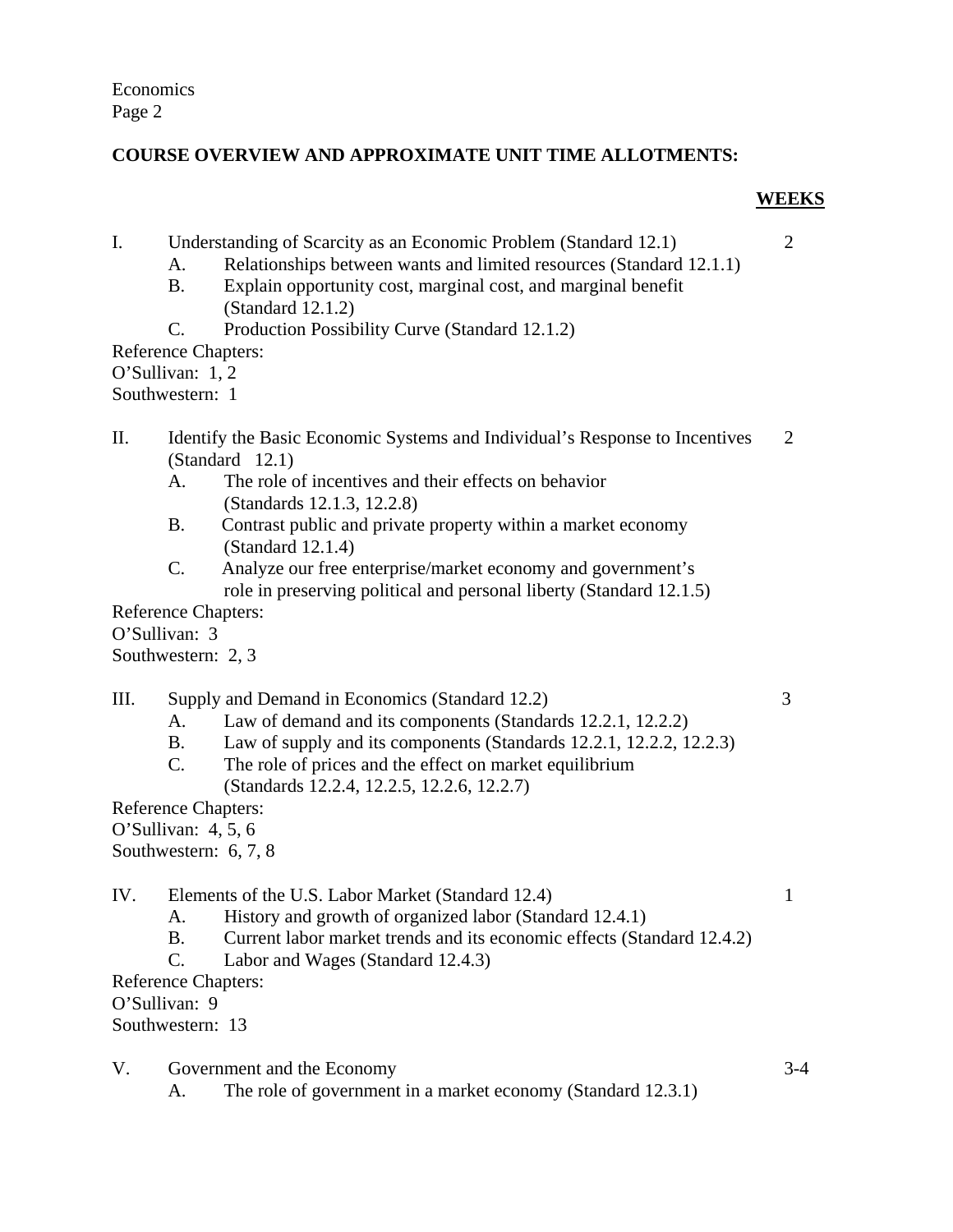## COURSE OVERVIEW AND APPROXIMATE UNIT TIME ALLOTMENTS:

**WEEKS**

I. Understanding of Scarcity as an Economic Problem (Standard 12.1) — 2

- A. Relationships between wants and limited resources (Standard 12.1.1)
- B. Explain opportunity cost, marginal cost, and marginal benefit (Standard 12.1.2)
- C. Production Possibility Curve (Standard 12.1.2)

Reference Chapters:
O'Sullivan: 1, 2
Southwestern: 1

II. Identify the Basic Economic Systems and Individual's Response to Incentives (Standard 12.1) — 2

- A. The role of incentives and their effects on behavior (Standards 12.1.3, 12.2.8)
- B. Contrast public and private property within a market economy (Standard 12.1.4)
- C. Analyze our free enterprise/market economy and government's role in preserving political and personal liberty (Standard 12.1.5)

Reference Chapters:
O'Sullivan: 3
Southwestern: 2, 3

III. Supply and Demand in Economics (Standard 12.2) — 3

- A. Law of demand and its components (Standards 12.2.1, 12.2.2)
- B. Law of supply and its components (Standards 12.2.1, 12.2.2, 12.2.3)
- C. The role of prices and the effect on market equilibrium (Standards 12.2.4, 12.2.5, 12.2.6, 12.2.7)

Reference Chapters:
O'Sullivan: 4, 5, 6
Southwestern: 6, 7, 8

IV. Elements of the U.S. Labor Market (Standard 12.4) — 1

- A. History and growth of organized labor (Standard 12.4.1)
- B. Current labor market trends and its economic effects (Standard 12.4.2)
- C. Labor and Wages (Standard 12.4.3)

Reference Chapters:
O'Sullivan: 9
Southwestern: 13

V. Government and the Economy — 3-4

- A. The role of government in a market economy (Standard 12.3.1)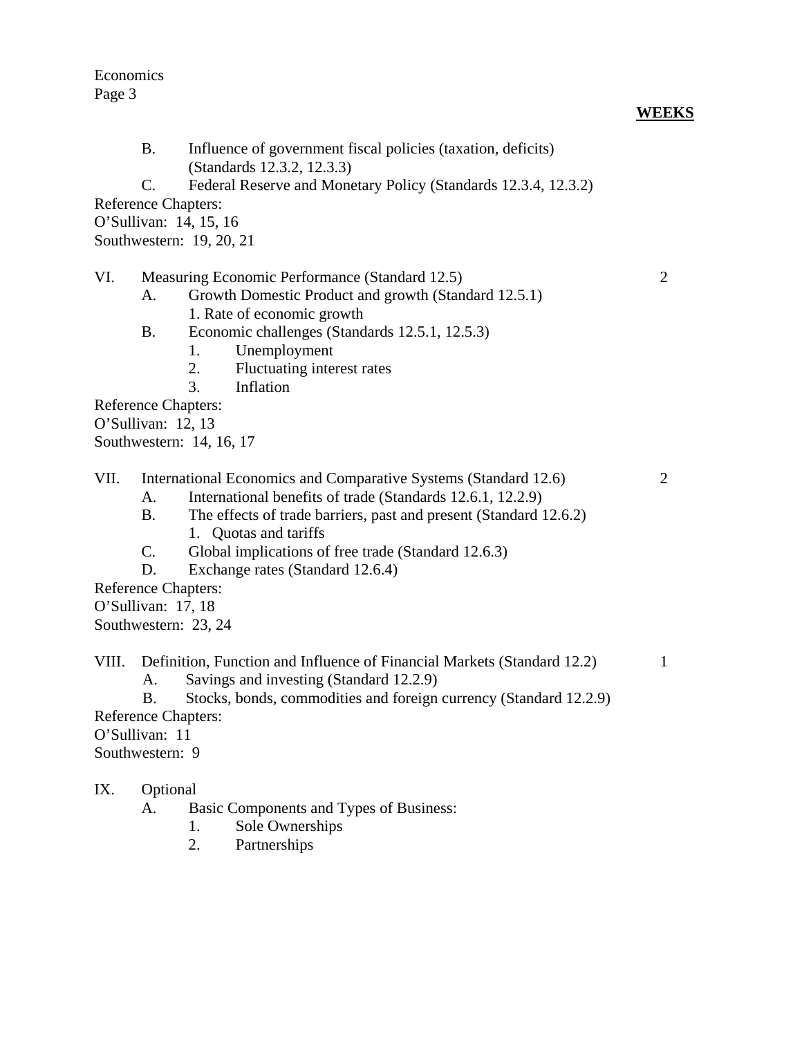**WEEKS**

B. Influence of government fiscal policies (taxation, deficits) (Standards 12.3.2, 12.3.3)

C. Federal Reserve and Monetary Policy (Standards 12.3.4, 12.3.2)

Reference Chapters:
O'Sullivan: 14, 15, 16
Southwestern: 19, 20, 21

VI. Measuring Economic Performance (Standard 12.5) — 2

A. Growth Domestic Product and growth (Standard 12.5.1)
   1. Rate of economic growth

B. Economic challenges (Standards 12.5.1, 12.5.3)
   1. Unemployment
   2. Fluctuating interest rates
   3. Inflation

Reference Chapters:
O'Sullivan: 12, 13
Southwestern: 14, 16, 17

VII. International Economics and Comparative Systems (Standard 12.6) — 2

A. International benefits of trade (Standards 12.6.1, 12.2.9)

B. The effects of trade barriers, past and present (Standard 12.6.2)
   1. Quotas and tariffs

C. Global implications of free trade (Standard 12.6.3)

D. Exchange rates (Standard 12.6.4)

Reference Chapters:
O'Sullivan: 17, 18
Southwestern: 23, 24

VIII. Definition, Function and Influence of Financial Markets (Standard 12.2) — 1

A. Savings and investing (Standard 12.2.9)

B. Stocks, bonds, commodities and foreign currency (Standard 12.2.9)

Reference Chapters:
O'Sullivan: 11
Southwestern: 9

IX. Optional

A. Basic Components and Types of Business:
   1. Sole Ownerships
   2. Partnerships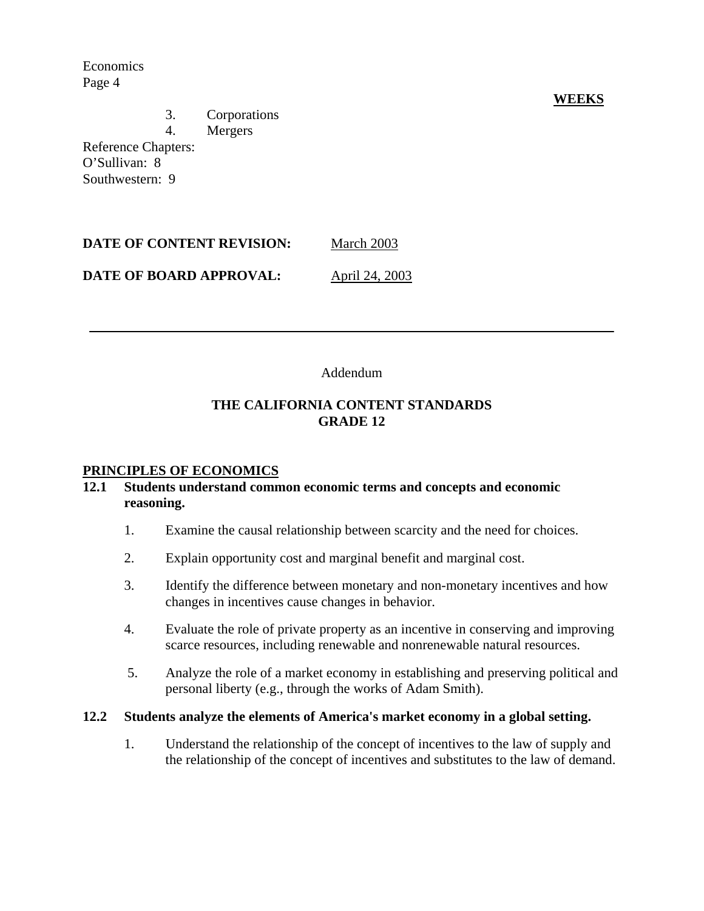**WEEKS**

3. Corporations
4. Mergers

Reference Chapters:
O'Sullivan: 8
Southwestern: 9

**DATE OF CONTENT REVISION:** March 2003

**DATE OF BOARD APPROVAL:** April 24, 2003

---

Addendum

## THE CALIFORNIA CONTENT STANDARDS
## GRADE 12

### PRINCIPLES OF ECONOMICS

**12.1 Students understand common economic terms and concepts and economic reasoning.**

1. Examine the causal relationship between scarcity and the need for choices.
2. Explain opportunity cost and marginal benefit and marginal cost.
3. Identify the difference between monetary and non-monetary incentives and how changes in incentives cause changes in behavior.
4. Evaluate the role of private property as an incentive in conserving and improving scarce resources, including renewable and nonrenewable natural resources.
5. Analyze the role of a market economy in establishing and preserving political and personal liberty (e.g., through the works of Adam Smith).

**12.2 Students analyze the elements of America's market economy in a global setting.**

1. Understand the relationship of the concept of incentives to the law of supply and the relationship of the concept of incentives and substitutes to the law of demand.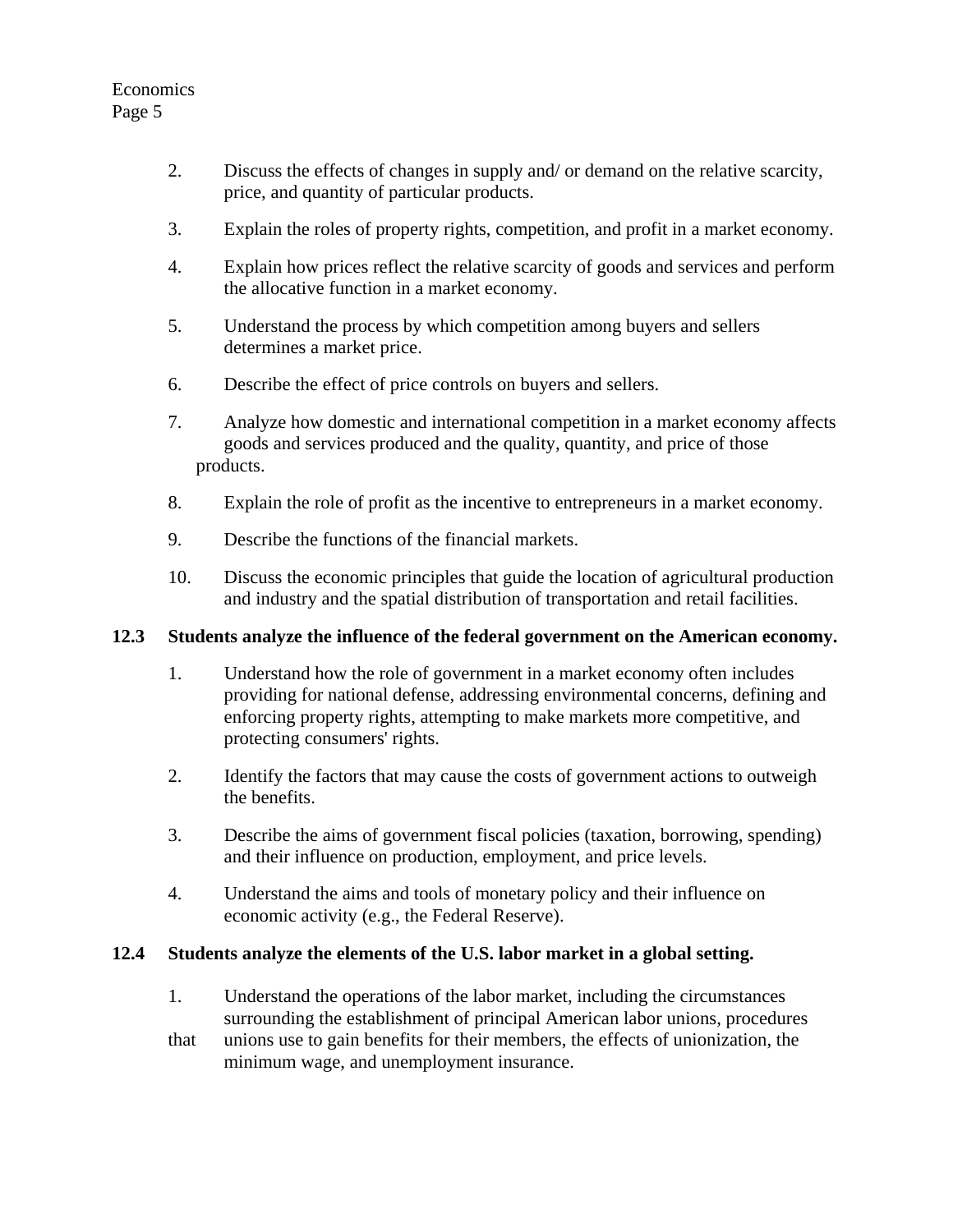2. Discuss the effects of changes in supply and/ or demand on the relative scarcity, price, and quantity of particular products.

3. Explain the roles of property rights, competition, and profit in a market economy.

4. Explain how prices reflect the relative scarcity of goods and services and perform the allocative function in a market economy.

5. Understand the process by which competition among buyers and sellers determines a market price.

6. Describe the effect of price controls on buyers and sellers.

7. Analyze how domestic and international competition in a market economy affects goods and services produced and the quality, quantity, and price of those products.

8. Explain the role of profit as the incentive to entrepreneurs in a market economy.

9. Describe the functions of the financial markets.

10. Discuss the economic principles that guide the location of agricultural production and industry and the spatial distribution of transportation and retail facilities.

**12.3 Students analyze the influence of the federal government on the American economy.**

1. Understand how the role of government in a market economy often includes providing for national defense, addressing environmental concerns, defining and enforcing property rights, attempting to make markets more competitive, and protecting consumers' rights.

2. Identify the factors that may cause the costs of government actions to outweigh the benefits.

3. Describe the aims of government fiscal policies (taxation, borrowing, spending) and their influence on production, employment, and price levels.

4. Understand the aims and tools of monetary policy and their influence on economic activity (e.g., the Federal Reserve).

**12.4 Students analyze the elements of the U.S. labor market in a global setting.**

1. Understand the operations of the labor market, including the circumstances surrounding the establishment of principal American labor unions, procedures that unions use to gain benefits for their members, the effects of unionization, the minimum wage, and unemployment insurance.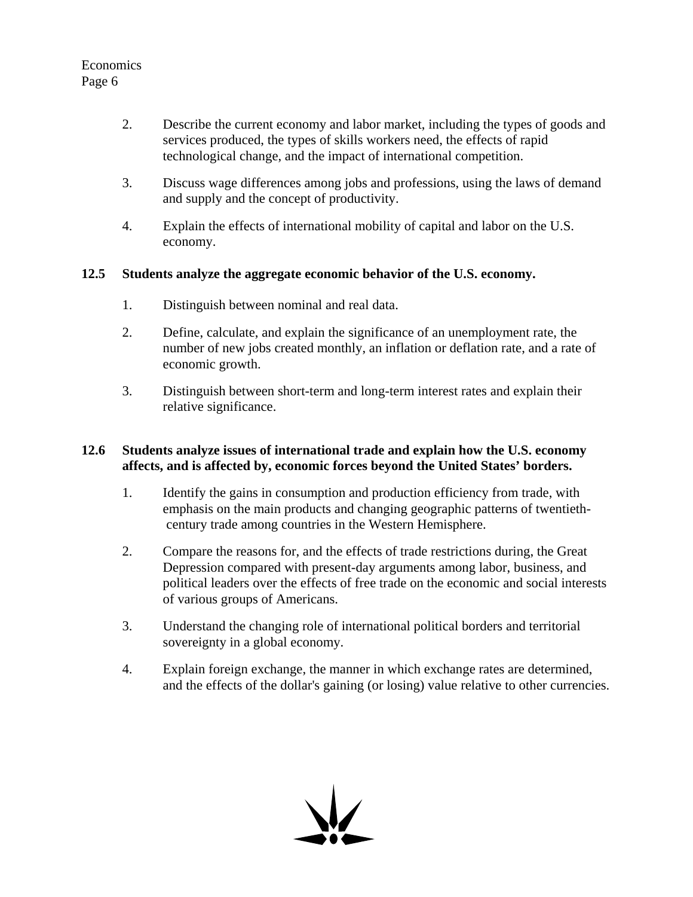2. Describe the current economy and labor market, including the types of goods and services produced, the types of skills workers need, the effects of rapid technological change, and the impact of international competition.

3. Discuss wage differences among jobs and professions, using the laws of demand and supply and the concept of productivity.

4. Explain the effects of international mobility of capital and labor on the U.S. economy.

**12.5 Students analyze the aggregate economic behavior of the U.S. economy.**

1. Distinguish between nominal and real data.

2. Define, calculate, and explain the significance of an unemployment rate, the number of new jobs created monthly, an inflation or deflation rate, and a rate of economic growth.

3. Distinguish between short-term and long-term interest rates and explain their relative significance.

**12.6 Students analyze issues of international trade and explain how the U.S. economy affects, and is affected by, economic forces beyond the United States' borders.**

1. Identify the gains in consumption and production efficiency from trade, with emphasis on the main products and changing geographic patterns of twentieth-century trade among countries in the Western Hemisphere.

2. Compare the reasons for, and the effects of trade restrictions during, the Great Depression compared with present-day arguments among labor, business, and political leaders over the effects of free trade on the economic and social interests of various groups of Americans.

3. Understand the changing role of international political borders and territorial sovereignty in a global economy.

4. Explain foreign exchange, the manner in which exchange rates are determined, and the effects of the dollar's gaining (or losing) value relative to other currencies.